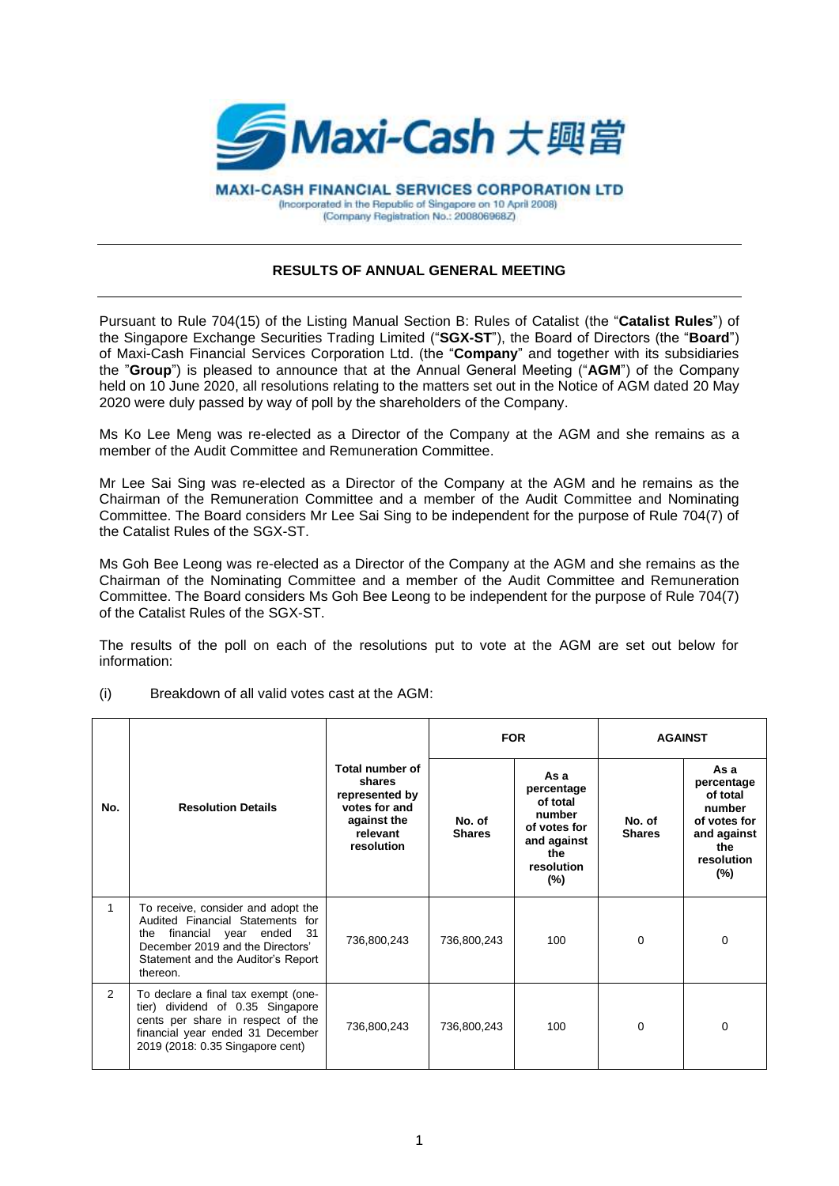# Maxi-Cash 大興當

**MAXI-CASH FINANCIAL SERVICES CORPORATION LTD**
(Incorporated in the Republic of Singapore on 10 April 2008)
(Company Registration No.: 200806968Z)

---

## RESULTS OF ANNUAL GENERAL MEETING

---

Pursuant to Rule 704(15) of the Listing Manual Section B: Rules of Catalist (the "**Catalist Rules**") of the Singapore Exchange Securities Trading Limited ("**SGX-ST**"), the Board of Directors (the "**Board**") of Maxi-Cash Financial Services Corporation Ltd. (the "**Company**" and together with its subsidiaries the "**Group**") is pleased to announce that at the Annual General Meeting ("**AGM**") of the Company held on 10 June 2020, all resolutions relating to the matters set out in the Notice of AGM dated 20 May 2020 were duly passed by way of poll by the shareholders of the Company.

Ms Ko Lee Meng was re-elected as a Director of the Company at the AGM and she remains as a member of the Audit Committee and Remuneration Committee.

Mr Lee Sai Sing was re-elected as a Director of the Company at the AGM and he remains as the Chairman of the Remuneration Committee and a member of the Audit Committee and Nominating Committee. The Board considers Mr Lee Sai Sing to be independent for the purpose of Rule 704(7) of the Catalist Rules of the SGX-ST.

Ms Goh Bee Leong was re-elected as a Director of the Company at the AGM and she remains as the Chairman of the Nominating Committee and a member of the Audit Committee and Remuneration Committee. The Board considers Ms Goh Bee Leong to be independent for the purpose of Rule 704(7) of the Catalist Rules of the SGX-ST.

The results of the poll on each of the resolutions put to vote at the AGM are set out below for information:

(i) Breakdown of all valid votes cast at the AGM:

| No. | Resolution Details | Total number of shares represented by votes for and against the relevant resolution | FOR | | AGAINST | |
|---|---|---|---|---|---|---|
| | | | No. of Shares | As a percentage of total number of votes for and against the resolution (%) | No. of Shares | As a percentage of total number of votes for and against the resolution (%) |
| 1 | To receive, consider and adopt the Audited Financial Statements for the financial year ended 31 December 2019 and the Directors' Statement and the Auditor's Report thereon. | 736,800,243 | 736,800,243 | 100 | 0 | 0 |
| 2 | To declare a final tax exempt (one-tier) dividend of 0.35 Singapore cents per share in respect of the financial year ended 31 December 2019 (2018: 0.35 Singapore cent) | 736,800,243 | 736,800,243 | 100 | 0 | 0 |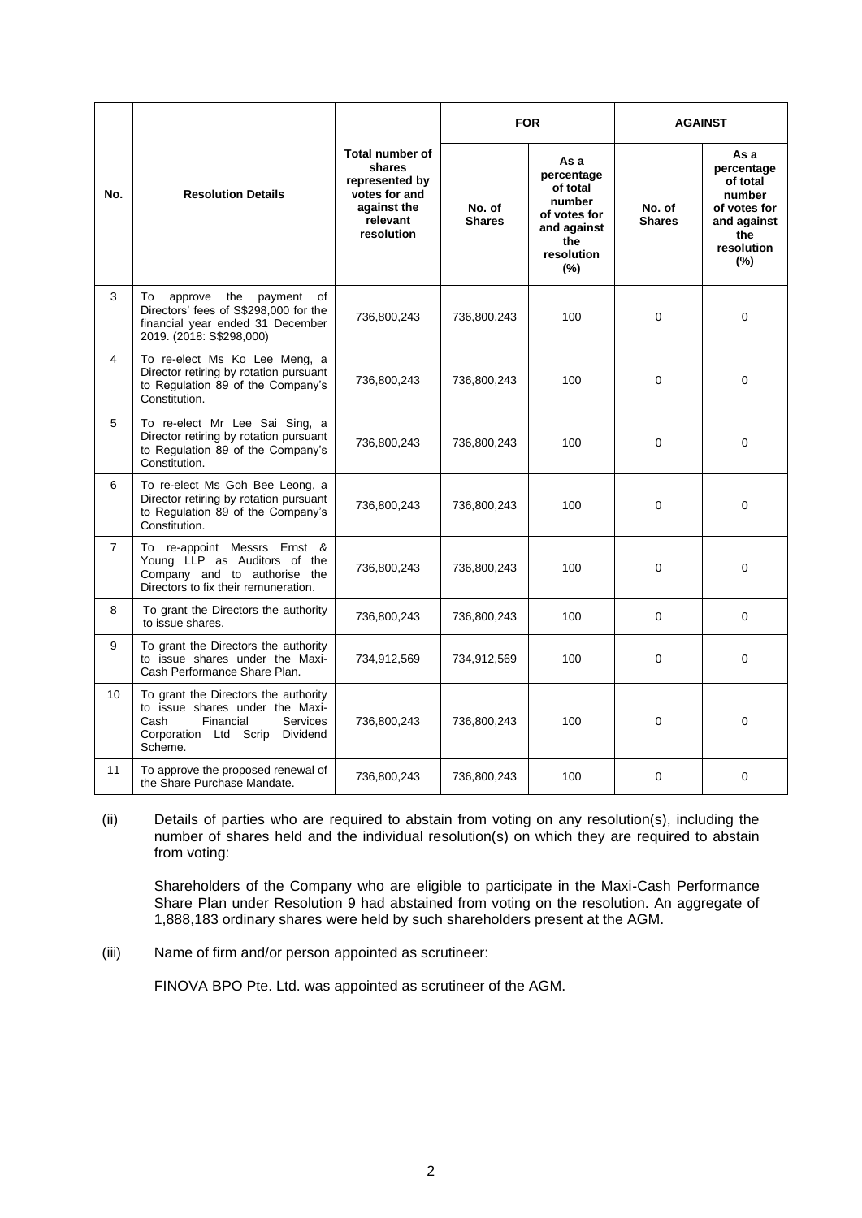| No. | Resolution Details | Total number of shares represented by votes for and against the relevant resolution | FOR | | AGAINST | |
|---|---|---|---|---|---|---|
| | | | No. of Shares | As a percentage of total number of votes for and against the resolution (%) | No. of Shares | As a percentage of total number of votes for and against the resolution (%) |
| 3 | To approve the payment of Directors' fees of S$298,000 for the financial year ended 31 December 2019. (2018: S$298,000) | 736,800,243 | 736,800,243 | 100 | 0 | 0 |
| 4 | To re-elect Ms Ko Lee Meng, a Director retiring by rotation pursuant to Regulation 89 of the Company's Constitution. | 736,800,243 | 736,800,243 | 100 | 0 | 0 |
| 5 | To re-elect Mr Lee Sai Sing, a Director retiring by rotation pursuant to Regulation 89 of the Company's Constitution. | 736,800,243 | 736,800,243 | 100 | 0 | 0 |
| 6 | To re-elect Ms Goh Bee Leong, a Director retiring by rotation pursuant to Regulation 89 of the Company's Constitution. | 736,800,243 | 736,800,243 | 100 | 0 | 0 |
| 7 | To re-appoint Messrs Ernst & Young LLP as Auditors of the Company and to authorise the Directors to fix their remuneration. | 736,800,243 | 736,800,243 | 100 | 0 | 0 |
| 8 | To grant the Directors the authority to issue shares. | 736,800,243 | 736,800,243 | 100 | 0 | 0 |
| 9 | To grant the Directors the authority to issue shares under the Maxi-Cash Performance Share Plan. | 734,912,569 | 734,912,569 | 100 | 0 | 0 |
| 10 | To grant the Directors the authority to issue shares under the Maxi-Cash Financial Services Corporation Ltd Scrip Dividend Scheme. | 736,800,243 | 736,800,243 | 100 | 0 | 0 |
| 11 | To approve the proposed renewal of the Share Purchase Mandate. | 736,800,243 | 736,800,243 | 100 | 0 | 0 |

(ii) Details of parties who are required to abstain from voting on any resolution(s), including the number of shares held and the individual resolution(s) on which they are required to abstain from voting:

Shareholders of the Company who are eligible to participate in the Maxi-Cash Performance Share Plan under Resolution 9 had abstained from voting on the resolution. An aggregate of 1,888,183 ordinary shares were held by such shareholders present at the AGM.

(iii) Name of firm and/or person appointed as scrutineer:

FINOVA BPO Pte. Ltd. was appointed as scrutineer of the AGM.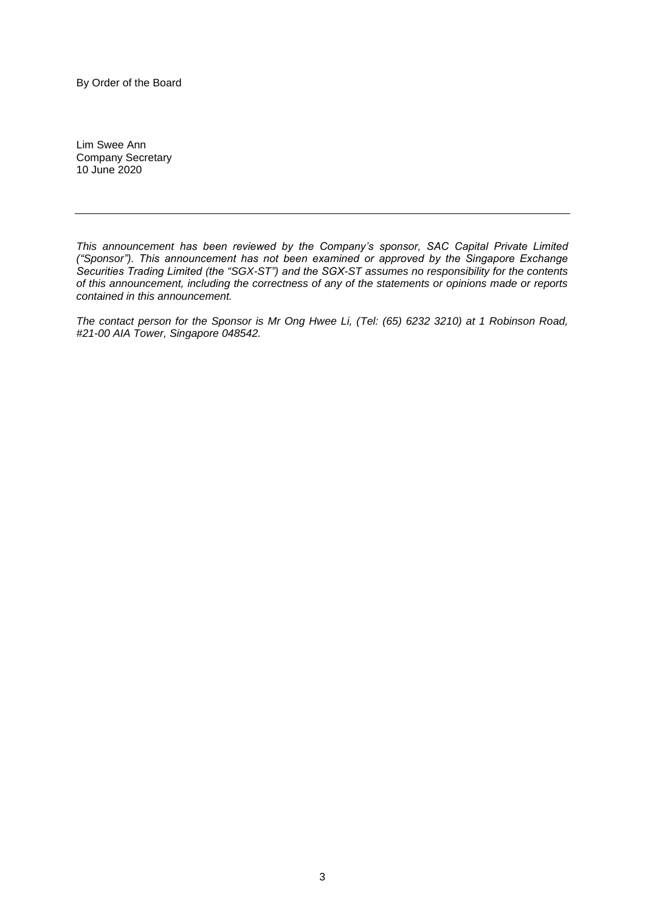By Order of the Board

Lim Swee Ann
Company Secretary
10 June 2020

---

*This announcement has been reviewed by the Company's sponsor, SAC Capital Private Limited ("Sponsor"). This announcement has not been examined or approved by the Singapore Exchange Securities Trading Limited (the "SGX-ST") and the SGX-ST assumes no responsibility for the contents of this announcement, including the correctness of any of the statements or opinions made or reports contained in this announcement.*

*The contact person for the Sponsor is Mr Ong Hwee Li, (Tel: (65) 6232 3210) at 1 Robinson Road, #21-00 AIA Tower, Singapore 048542.*